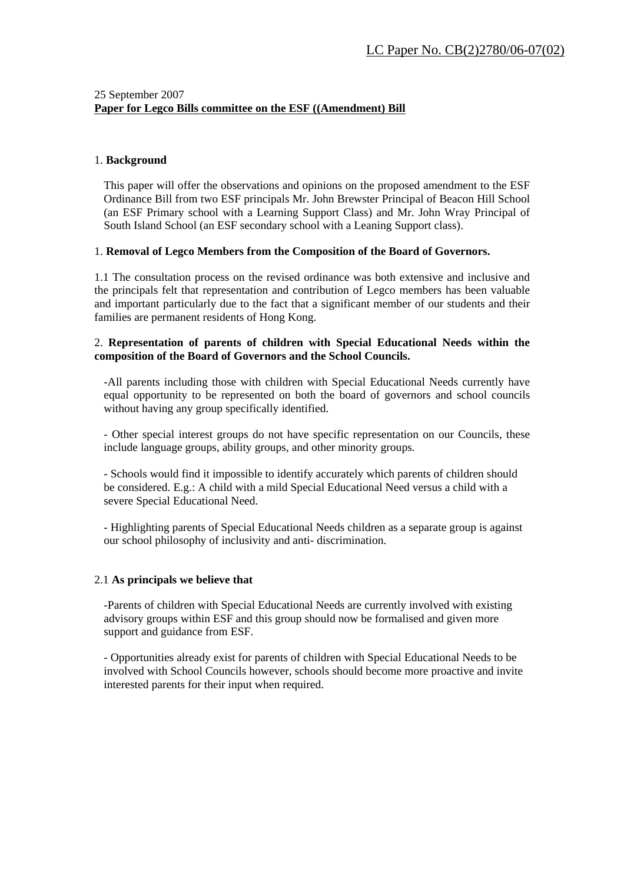LC Paper No. CB(2)2780/06-07(02)

25 September 2007

**Paper for Legco Bills committee on the ESF ((Amendment) Bill**

1. **Background**

This paper will offer the observations and opinions on the proposed amendment to the ESF Ordinance Bill from two ESF principals Mr. John Brewster Principal of Beacon Hill School (an ESF Primary school with a Learning Support Class) and Mr. John Wray Principal of South Island School (an ESF secondary school with a Leaning Support class).

1. **Removal of Legco Members from the Composition of the Board of Governors.**

1.1 The consultation process on the revised ordinance was both extensive and inclusive and the principals felt that representation and contribution of Legco members has been valuable and important particularly due to the fact that a significant member of our students and their families are permanent residents of Hong Kong.

2. **Representation of parents of children with Special Educational Needs within the composition of the Board of Governors and the School Councils.**

-All parents including those with children with Special Educational Needs currently have equal opportunity to be represented on both the board of governors and school councils without having any group specifically identified.

- Other special interest groups do not have specific representation on our Councils, these include language groups, ability groups, and other minority groups.

- Schools would find it impossible to identify accurately which parents of children should be considered. E.g.: A child with a mild Special Educational Need versus a child with a severe Special Educational Need.

- Highlighting parents of Special Educational Needs children as a separate group is against our school philosophy of inclusivity and anti- discrimination.

2.1 **As principals we believe that**

-Parents of children with Special Educational Needs are currently involved with existing advisory groups within ESF and this group should now be formalised and given more support and guidance from ESF.

- Opportunities already exist for parents of children with Special Educational Needs to be involved with School Councils however, schools should become more proactive and invite interested parents for their input when required.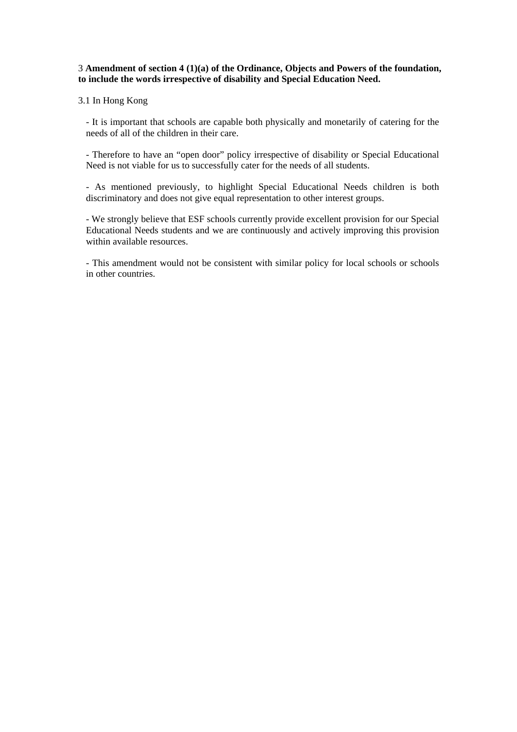3 **Amendment of section 4 (1)(a) of the Ordinance, Objects and Powers of the foundation, to include the words irrespective of disability and Special Education Need.**

3.1 In Hong Kong

- It is important that schools are capable both physically and monetarily of catering for the needs of all of the children in their care.

- Therefore to have an "open door" policy irrespective of disability or Special Educational Need is not viable for us to successfully cater for the needs of all students.

- As mentioned previously, to highlight Special Educational Needs children is both discriminatory and does not give equal representation to other interest groups.

- We strongly believe that ESF schools currently provide excellent provision for our Special Educational Needs students and we are continuously and actively improving this provision within available resources.

- This amendment would not be consistent with similar policy for local schools or schools in other countries.